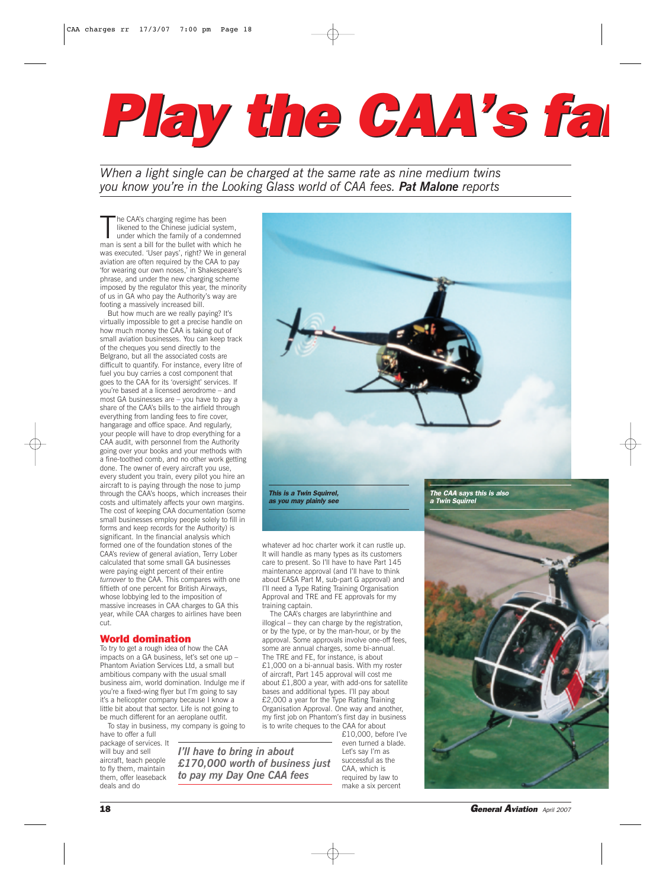# Play the CAA's fa

*When a light single can be charged at the same rate as nine medium twins you know you're in the Looking Glass world of CAA fees.* ***Pat Malone*** *reports*

The CAA's charging regime has been likened to the Chinese judicial system, under which the family of a condemned man is sent a bill for the bullet with which he was executed. 'User pays', right? We in general aviation are often required by the CAA to pay 'for wearing our own noses,' in Shakespeare's phrase, and under the new charging scheme imposed by the regulator this year, the minority of us in GA who pay the Authority's way are footing a massively increased bill.

But how much are we really paying? It's virtually impossible to get a precise handle on how much money the CAA is taking out of small aviation businesses. You can keep track of the cheques you send directly to the Belgrano, but all the associated costs are difficult to quantify. For instance, every litre of fuel you buy carries a cost component that goes to the CAA for its 'oversight' services. If you're based at a licensed aerodrome – and most GA businesses are – you have to pay a share of the CAA's bills to the airfield through everything from landing fees to fire cover, hangarage and office space. And regularly, your people will have to drop everything for a CAA audit, with personnel from the Authority going over your books and your methods with a fine-toothed comb, and no other work getting done. The owner of every aircraft you use, every student you train, every pilot you hire an aircraft to is paying through the nose to jump through the CAA's hoops, which increases their costs and ultimately affects your own margins. The cost of keeping CAA documentation (some small businesses employ people solely to fill in forms and keep records for the Authority) is significant. In the financial analysis which formed one of the foundation stones of the CAA's review of general aviation, Terry Lober calculated that some small GA businesses were paying eight percent of their entire *turnover* to the CAA. This compares with one fiftieth of one percent for British Airways, whose lobbying led to the imposition of massive increases in CAA charges to GA this year, while CAA charges to airlines have been cut.

## World domination

To try to get a rough idea of how the CAA impacts on a GA business, let's set one up – Phantom Aviation Services Ltd, a small but ambitious company with the usual small business aim, world domination. Indulge me if you're a fixed-wing flyer but I'm going to say it's a helicopter company because I know a little bit about that sector. Life is not going to be much different for an aeroplane outfit.

To stay in business, my company is going to have to offer a full package of services. It will buy and sell aircraft, teach people to fly them, maintain them, offer leaseback deals and do whatever ad hoc charter work it can rustle up. It will handle as many types as its customers care to present. So I'll have to have Part 145 maintenance approval (and I'll have to think about EASA Part M, sub-part G approval) and I'll need a Type Rating Training Organisation Approval and TRE and FE approvals for my training captain.

The CAA's charges are labyrinthine and illogical – they can charge by the registration, or by the type, or by the man-hour, or by the approval. Some approvals involve one-off fees, some are annual charges, some bi-annual. The TRE and FE, for instance, is about £1,000 on a bi-annual basis. With my roster of aircraft, Part 145 approval will cost me about £1,800 a year, with add-ons for satellite bases and additional types. I'll pay about £2,000 a year for the Type Rating Training Organisation Approval. One way and another, my first job on Phantom's first day in business is to write cheques to the CAA for about £10,000, before I've even turned a blade. Let's say I'm as successful as the CAA, which is required by law to make a six percent

***I'll have to bring in about £170,000 worth of business just to pay my Day One CAA fees***

***This is a Twin Squirrel, as you may plainly see***

***The CAA says this is also a Twin Squirrel***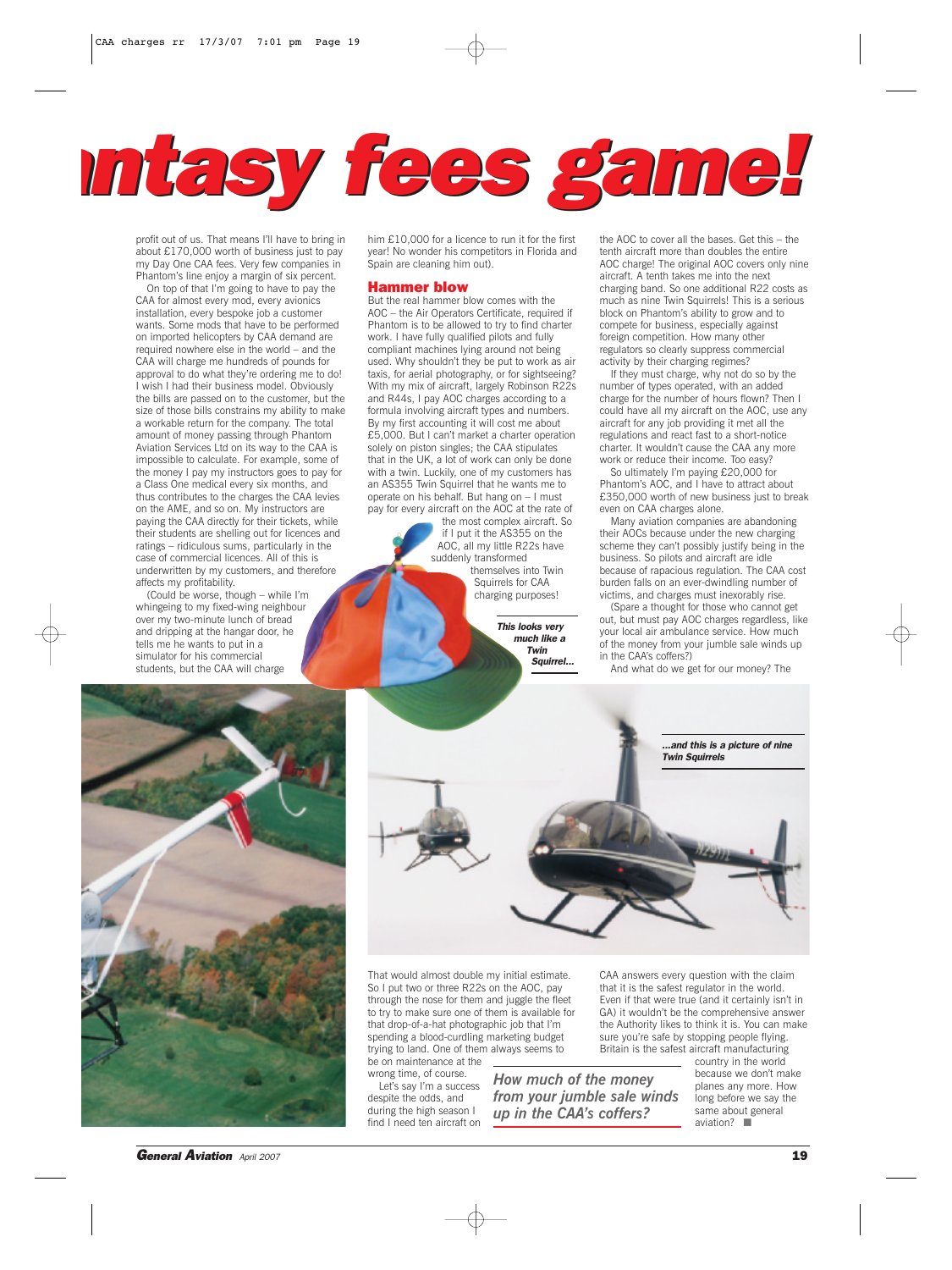# ntasy fees game!

profit out of us. That means I'll have to bring in about £170,000 worth of business just to pay my Day One CAA fees. Very few companies in Phantom's line enjoy a margin of six percent.

On top of that I'm going to have to pay the CAA for almost every mod, every avionics installation, every bespoke job a customer wants. Some mods that have to be performed on imported helicopters by CAA demand are required nowhere else in the world – and the CAA will charge me hundreds of pounds for approval to do what they're ordering me to do! I wish I had their business model. Obviously the bills are passed on to the customer, but the size of those bills constrains my ability to make a workable return for the company. The total amount of money passing through Phantom Aviation Services Ltd on its way to the CAA is impossible to calculate. For example, some of the money I pay my instructors goes to pay for a Class One medical every six months, and thus contributes to the charges the CAA levies on the AME, and so on. My instructors are paying the CAA directly for their tickets, while their students are shelling out for licences and ratings – ridiculous sums, particularly in the case of commercial licences. All of this is underwritten by my customers, and therefore affects my profitability.

(Could be worse, though – while I'm whingeing to my fixed-wing neighbour over my two-minute lunch of bread and dripping at the hangar door, he tells me he wants to put in a simulator for his commercial students, but the CAA will charge him £10,000 for a licence to run it for the first year! No wonder his competitors in Florida and Spain are cleaning him out).

## Hammer blow

But the real hammer blow comes with the AOC – the Air Operators Certificate, required if Phantom is to be allowed to try to find charter work. I have fully qualified pilots and fully compliant machines lying around not being used. Why shouldn't they be put to work as air taxis, for aerial photography, or for sightseeing? With my mix of aircraft, largely Robinson R22s and R44s, I pay AOC charges according to a formula involving aircraft types and numbers. By my first accounting it will cost me about £5,000. But I can't market a charter operation solely on piston singles; the CAA stipulates that in the UK, a lot of work can only be done with a twin. Luckily, one of my customers has an AS355 Twin Squirrel that he wants me to operate on his behalf. But hang on – I must pay for every aircraft on the AOC at the rate of the most complex aircraft. So if I put it the AS355 on the AOC, all my little R22s have suddenly transformed themselves into Twin Squirrels for CAA charging purposes!

*This looks very much like a Twin Squirrel...*

*...and this is a picture of nine Twin Squirrels*

That would almost double my initial estimate. So I put two or three R22s on the AOC, pay through the nose for them and juggle the fleet to try to make sure one of them is available for that drop-of-a-hat photographic job that I'm spending a blood-curdling marketing budget trying to land. One of them always seems to be on maintenance at the wrong time, of course.

Let's say I'm a success despite the odds, and during the high season I find I need ten aircraft on the AOC to cover all the bases. Get this – the tenth aircraft more than doubles the entire AOC charge! The original AOC covers only nine aircraft. A tenth takes me into the next charging band. So one additional R22 costs as much as nine Twin Squirrels! This is a serious block on Phantom's ability to grow and to compete for business, especially against foreign competition. How many other regulators so clearly suppress commercial activity by their charging regimes?

If they must charge, why not do so by the number of types operated, with an added charge for the number of hours flown? Then I could have all my aircraft on the AOC, use any aircraft for any job providing it met all the regulations and react fast to a short-notice charter. It wouldn't cause the CAA any more work or reduce their income. Too easy?

So ultimately I'm paying £20,000 for Phantom's AOC, and I have to attract about £350,000 worth of new business just to break even on CAA charges alone.

Many aviation companies are abandoning their AOCs because under the new charging scheme they can't possibly justify being in the business. So pilots and aircraft are idle because of rapacious regulation. The CAA cost burden falls on an ever-dwindling number of victims, and charges must inexorably rise.

(Spare a thought for those who cannot get out, but must pay AOC charges regardless, like your local air ambulance service. How much of the money from your jumble sale winds up in the CAA's coffers?)

And what do we get for our money? The CAA answers every question with the claim that it is the safest regulator in the world. Even if that were true (and it certainly isn't in GA) it wouldn't be the comprehensive answer the Authority likes to think it is. You can make sure you're safe by stopping people flying. Britain is the safest aircraft manufacturing country in the world because we don't make planes any more. How long before we say the same about general aviation? ■

***How much of the money from your jumble sale winds up in the CAA's coffers?***